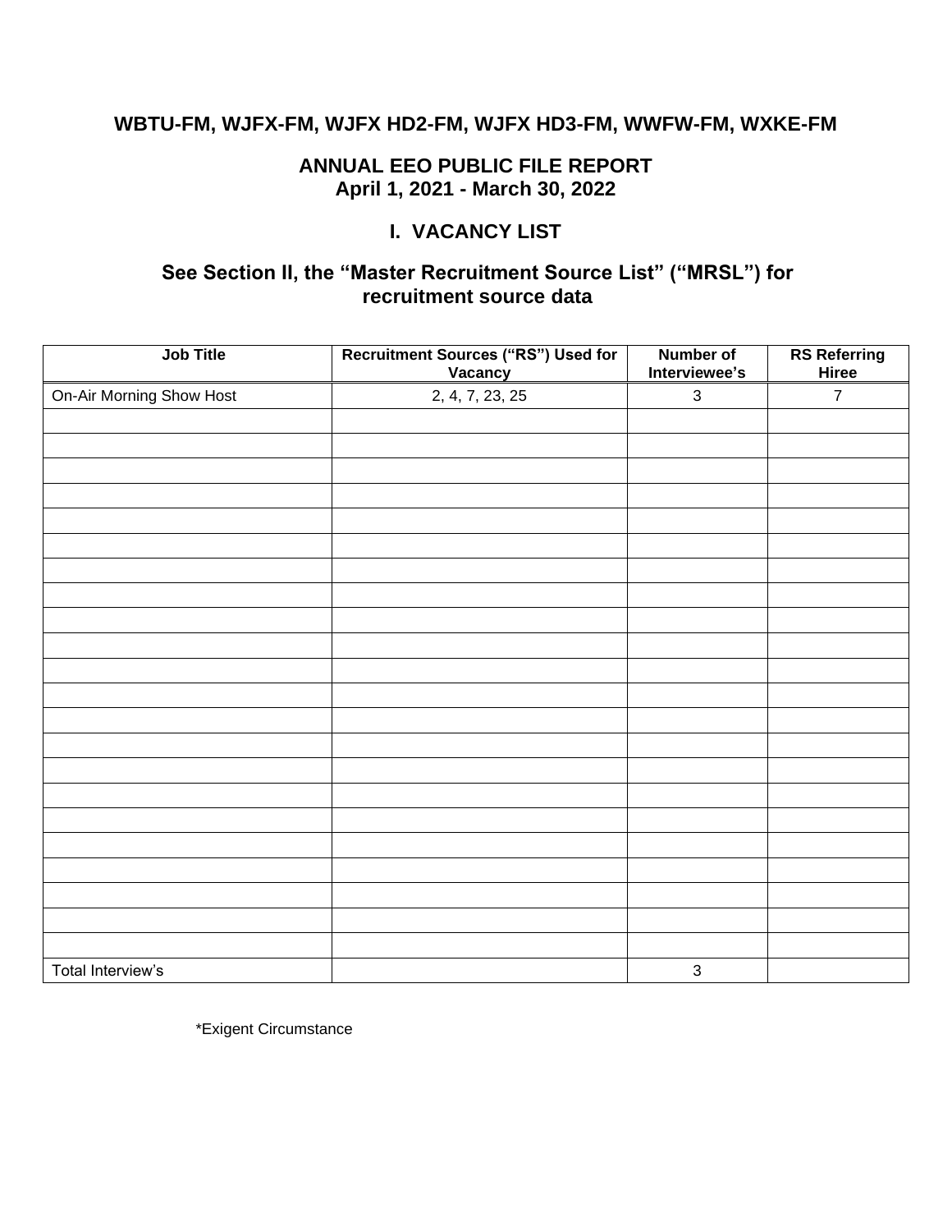## WBTU-FM, WJFX-FM, WJFX HD2-FM, WJFX HD3-FM, WWFW-FM, WXKE-FM

## ANNUAL EEO PUBLIC FILE REPORT
## April 1, 2021 - March 30, 2022

## I. VACANCY LIST

### See Section II, the "Master Recruitment Source List" ("MRSL") for recruitment source data

| Job Title | Recruitment Sources ("RS") Used for Vacancy | Number of Interviewee's | RS Referring Hiree |
|---|---|---|---|
| On-Air Morning Show Host | 2, 4, 7, 23, 25 | 3 | 7 |
| | | | |
| | | | |
| | | | |
| | | | |
| | | | |
| | | | |
| | | | |
| | | | |
| | | | |
| | | | |
| | | | |
| | | | |
| | | | |
| | | | |
| | | | |
| | | | |
| | | | |
| | | | |
| | | | |
| | | | |
| | | | |
| | | | |
| Total Interview's | | 3 | |

*Exigent Circumstance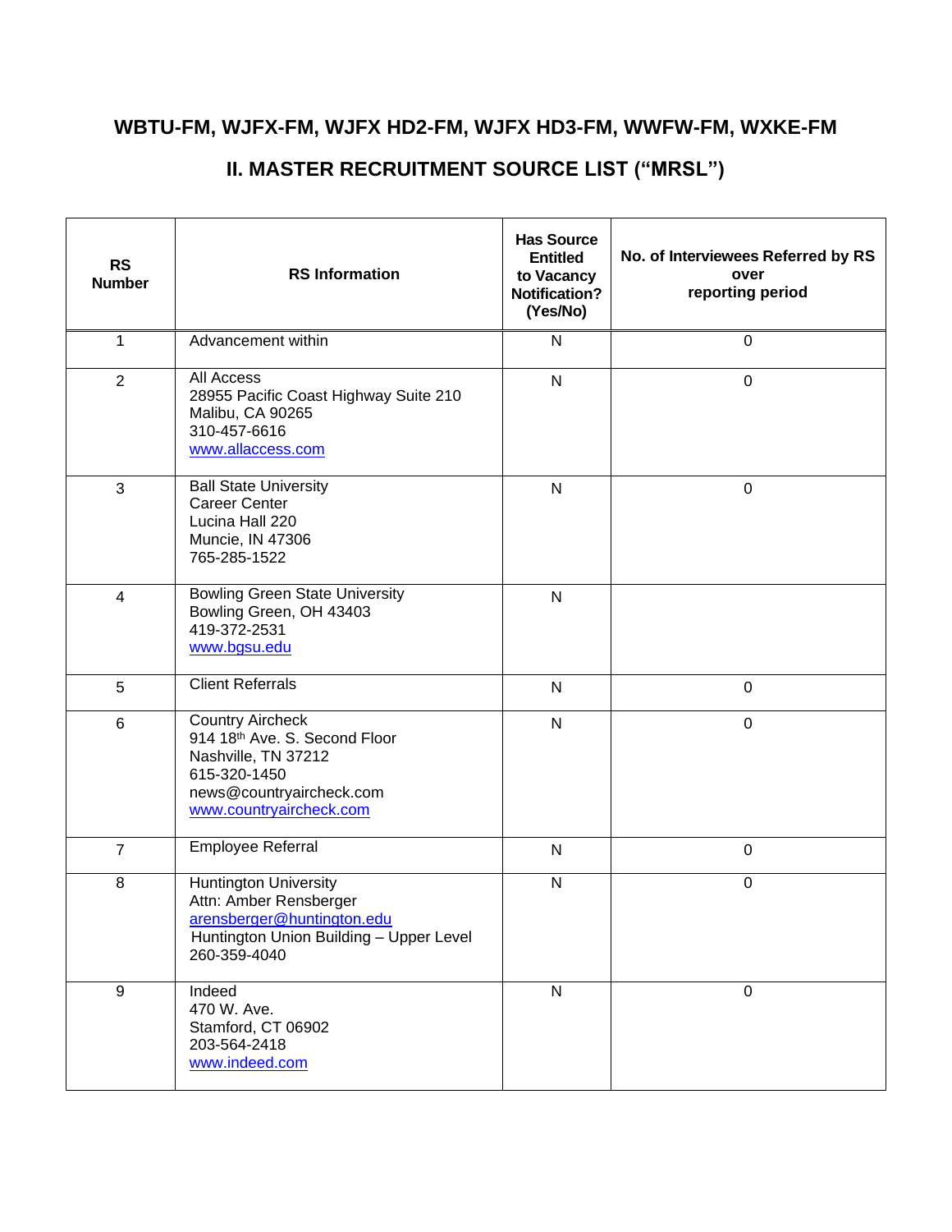## WBTU-FM, WJFX-FM, WJFX HD2-FM, WJFX HD3-FM, WWFW-FM, WXKE-FM

## II. MASTER RECRUITMENT SOURCE LIST ("MRSL")

| RS Number | RS Information | Has Source Entitled to Vacancy Notification? (Yes/No) | No. of Interviewees Referred by RS over reporting period |
|---|---|---|---|
| 1 | Advancement within | N | 0 |
| 2 | All Access<br>28955 Pacific Coast Highway Suite 210<br>Malibu, CA 90265<br>310-457-6616<br>www.allaccess.com | N | 0 |
| 3 | Ball State University<br>Career Center<br>Lucina Hall 220<br>Muncie, IN 47306<br>765-285-1522 | N | 0 |
| 4 | Bowling Green State University<br>Bowling Green, OH 43403<br>419-372-2531<br>www.bgsu.edu | N | |
| 5 | Client Referrals | N | 0 |
| 6 | Country Aircheck<br>914 18th Ave. S. Second Floor<br>Nashville, TN 37212<br>615-320-1450<br>news@countryaircheck.com<br>www.countryaircheck.com | N | 0 |
| 7 | Employee Referral | N | 0 |
| 8 | Huntington University<br>Attn: Amber Rensberger<br>arensberger@huntington.edu<br>Huntington Union Building – Upper Level<br>260-359-4040 | N | 0 |
| 9 | Indeed<br>470 W. Ave.<br>Stamford, CT 06902<br>203-564-2418<br>www.indeed.com | N | 0 |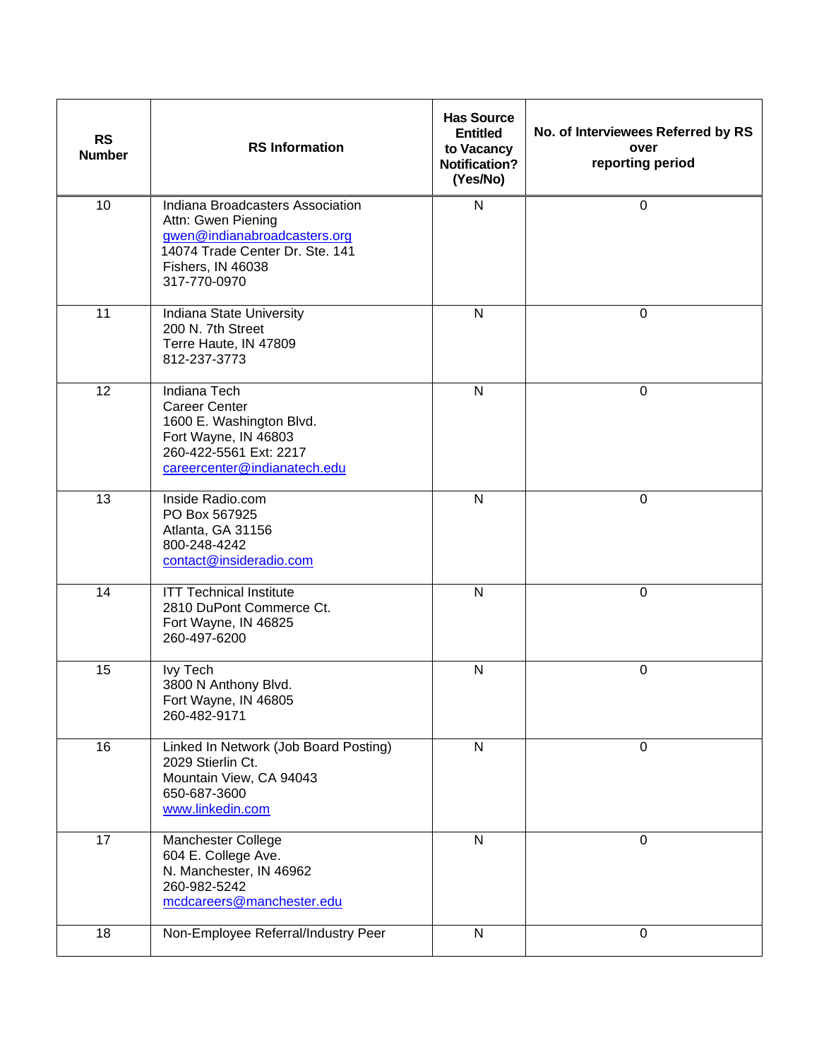| RS Number | RS Information | Has Source Entitled to Vacancy Notification? (Yes/No) | No. of Interviewees Referred by RS over reporting period |
|---|---|---|---|
| 10 | Indiana Broadcasters Association<br>Attn: Gwen Piening<br>gwen@indianabroadcasters.org<br>14074 Trade Center Dr. Ste. 141<br>Fishers, IN 46038<br>317-770-0970 | N | 0 |
| 11 | Indiana State University<br>200 N. 7th Street<br>Terre Haute, IN 47809<br>812-237-3773 | N | 0 |
| 12 | Indiana Tech<br>Career Center<br>1600 E. Washington Blvd.<br>Fort Wayne, IN 46803<br>260-422-5561 Ext: 2217<br>careercenter@indianatech.edu | N | 0 |
| 13 | Inside Radio.com<br>PO Box 567925<br>Atlanta, GA 31156<br>800-248-4242<br>contact@insideradio.com | N | 0 |
| 14 | ITT Technical Institute<br>2810 DuPont Commerce Ct.<br>Fort Wayne, IN 46825<br>260-497-6200 | N | 0 |
| 15 | Ivy Tech<br>3800 N Anthony Blvd.<br>Fort Wayne, IN 46805<br>260-482-9171 | N | 0 |
| 16 | Linked In Network (Job Board Posting)<br>2029 Stierlin Ct.<br>Mountain View, CA 94043<br>650-687-3600<br>www.linkedin.com | N | 0 |
| 17 | Manchester College<br>604 E. College Ave.<br>N. Manchester, IN 46962<br>260-982-5242<br>mcdcareers@manchester.edu | N | 0 |
| 18 | Non-Employee Referral/Industry Peer | N | 0 |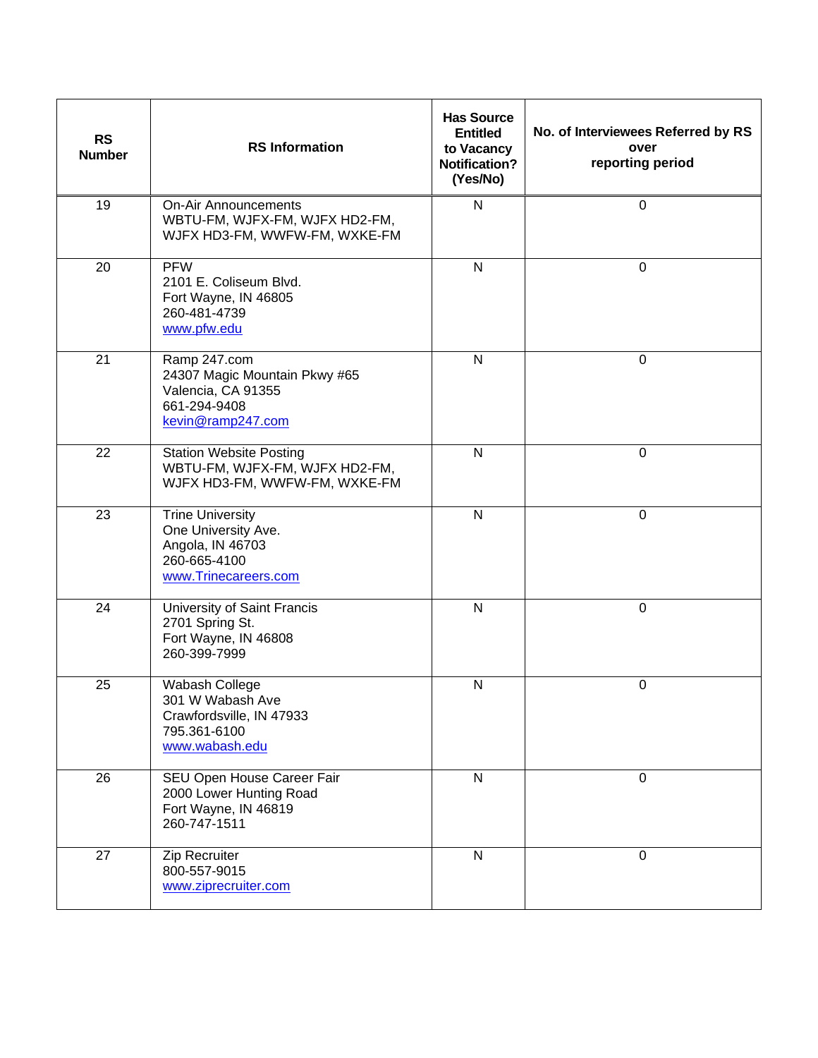| RS Number | RS Information | Has Source Entitled to Vacancy Notification? (Yes/No) | No. of Interviewees Referred by RS over reporting period |
|---|---|---|---|
| 19 | On-Air Announcements<br>WBTU-FM, WJFX-FM, WJFX HD2-FM, WJFX HD3-FM, WWFW-FM, WXKE-FM | N | 0 |
| 20 | PFW<br>2101 E. Coliseum Blvd.<br>Fort Wayne, IN 46805<br>260-481-4739<br>www.pfw.edu | N | 0 |
| 21 | Ramp 247.com<br>24307 Magic Mountain Pkwy #65<br>Valencia, CA 91355<br>661-294-9408<br>kevin@ramp247.com | N | 0 |
| 22 | Station Website Posting<br>WBTU-FM, WJFX-FM, WJFX HD2-FM, WJFX HD3-FM, WWFW-FM, WXKE-FM | N | 0 |
| 23 | Trine University<br>One University Ave.<br>Angola, IN 46703<br>260-665-4100<br>www.Trinecareers.com | N | 0 |
| 24 | University of Saint Francis<br>2701 Spring St.<br>Fort Wayne, IN 46808<br>260-399-7999 | N | 0 |
| 25 | Wabash College<br>301 W Wabash Ave<br>Crawfordsville, IN 47933<br>795.361-6100<br>www.wabash.edu | N | 0 |
| 26 | SEU Open House Career Fair<br>2000 Lower Hunting Road<br>Fort Wayne, IN 46819<br>260-747-1511 | N | 0 |
| 27 | Zip Recruiter<br>800-557-9015<br>www.ziprecruiter.com | N | 0 |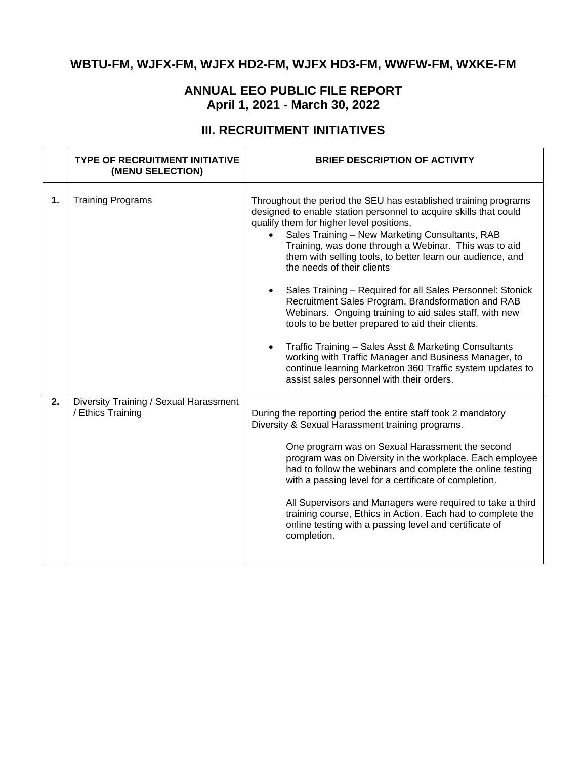## WBTU-FM, WJFX-FM, WJFX HD2-FM, WJFX HD3-FM, WWFW-FM, WXKE-FM

## ANNUAL EEO PUBLIC FILE REPORT
## April 1, 2021 - March 30, 2022

## III. RECRUITMENT INITIATIVES

| | TYPE OF RECRUITMENT INITIATIVE (MENU SELECTION) | BRIEF DESCRIPTION OF ACTIVITY |
|---|---|---|
| **1.** | Training Programs | Throughout the period the SEU has established training programs designed to enable station personnel to acquire skills that could qualify them for higher level positions,<br>• Sales Training – New Marketing Consultants, RAB Training, was done through a Webinar. This was to aid them with selling tools, to better learn our audience, and the needs of their clients<br>• Sales Training – Required for all Sales Personnel: Stonick Recruitment Sales Program, Brandsformation and RAB Webinars. Ongoing training to aid sales staff, with new tools to be better prepared to aid their clients.<br>• Traffic Training – Sales Asst & Marketing Consultants working with Traffic Manager and Business Manager, to continue learning Marketron 360 Traffic system updates to assist sales personnel with their orders. |
| **2.** | Diversity Training / Sexual Harassment / Ethics Training | During the reporting period the entire staff took 2 mandatory Diversity & Sexual Harassment training programs.<br><br>One program was on Sexual Harassment the second program was on Diversity in the workplace. Each employee had to follow the webinars and complete the online testing with a passing level for a certificate of completion.<br><br>All Supervisors and Managers were required to take a third training course, Ethics in Action. Each had to complete the online testing with a passing level and certificate of completion. |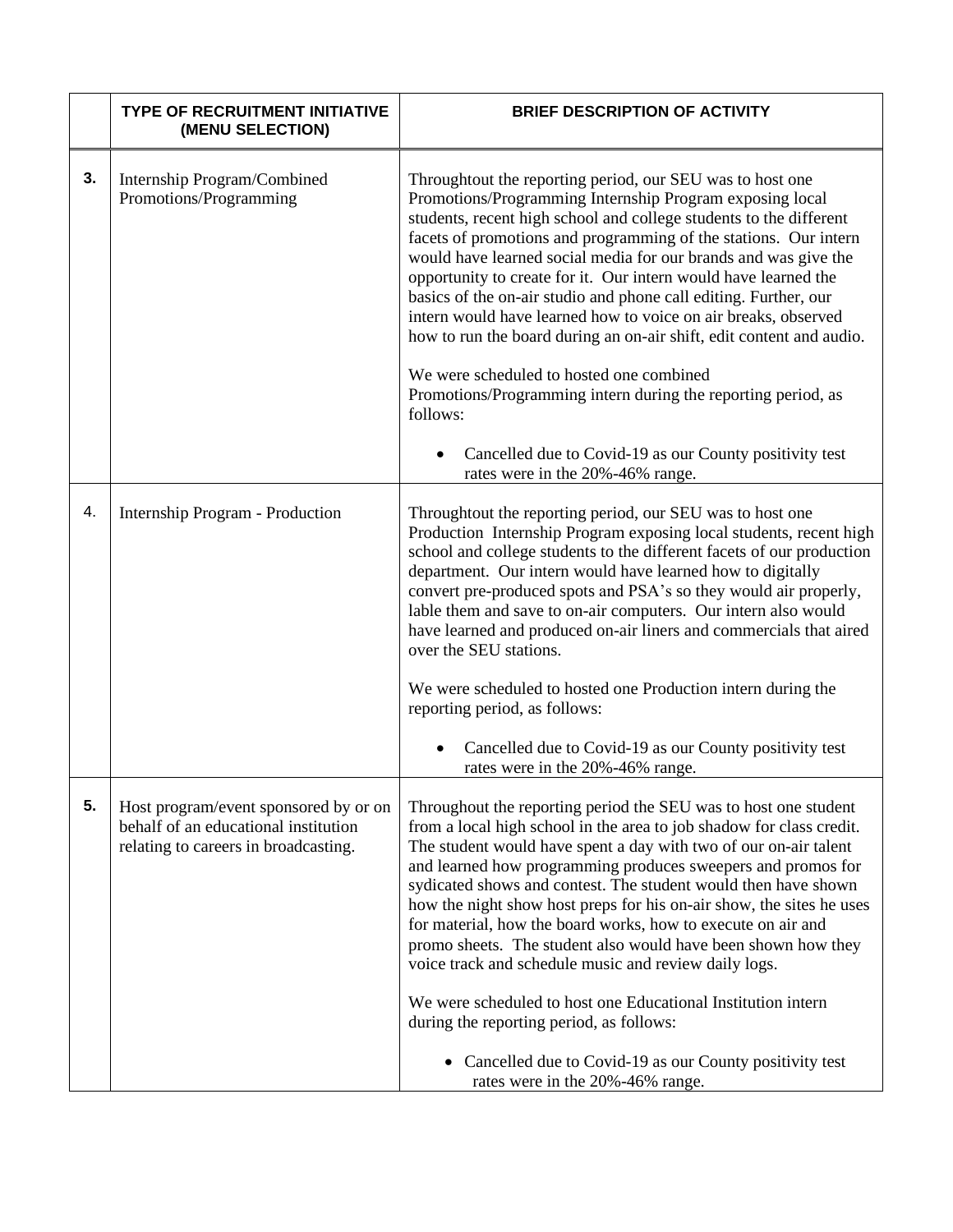| | TYPE OF RECRUITMENT INITIATIVE (MENU SELECTION) | BRIEF DESCRIPTION OF ACTIVITY |
|---|---|---|
| **3.** | Internship Program/Combined Promotions/Programming | Throughtout the reporting period, our SEU was to host one Promotions/Programming Internship Program exposing local students, recent high school and college students to the different facets of promotions and programming of the stations. Our intern would have learned social media for our brands and was give the opportunity to create for it. Our intern would have learned the basics of the on-air studio and phone call editing. Further, our intern would have learned how to voice on air breaks, observed how to run the board during an on-air shift, edit content and audio.<br><br>We were scheduled to hosted one combined Promotions/Programming intern during the reporting period, as follows:<br><br>• Cancelled due to Covid-19 as our County positivity test rates were in the 20%-46% range. |
| 4. | Internship Program - Production | Throughtout the reporting period, our SEU was to host one Production Internship Program exposing local students, recent high school and college students to the different facets of our production department. Our intern would have learned how to digitally convert pre-produced spots and PSA's so they would air properly, lable them and save to on-air computers. Our intern also would have learned and produced on-air liners and commercials that aired over the SEU stations.<br><br>We were scheduled to hosted one Production intern during the reporting period, as follows:<br><br>• Cancelled due to Covid-19 as our County positivity test rates were in the 20%-46% range. |
| **5.** | Host program/event sponsored by or on behalf of an educational institution relating to careers in broadcasting. | Throughout the reporting period the SEU was to host one student from a local high school in the area to job shadow for class credit. The student would have spent a day with two of our on-air talent and learned how programming produces sweepers and promos for sydicated shows and contest. The student would then have shown how the night show host preps for his on-air show, the sites he uses for material, how the board works, how to execute on air and promo sheets. The student also would have been shown how they voice track and schedule music and review daily logs.<br><br>We were scheduled to host one Educational Institution intern during the reporting period, as follows:<br><br>• Cancelled due to Covid-19 as our County positivity test rates were in the 20%-46% range. |